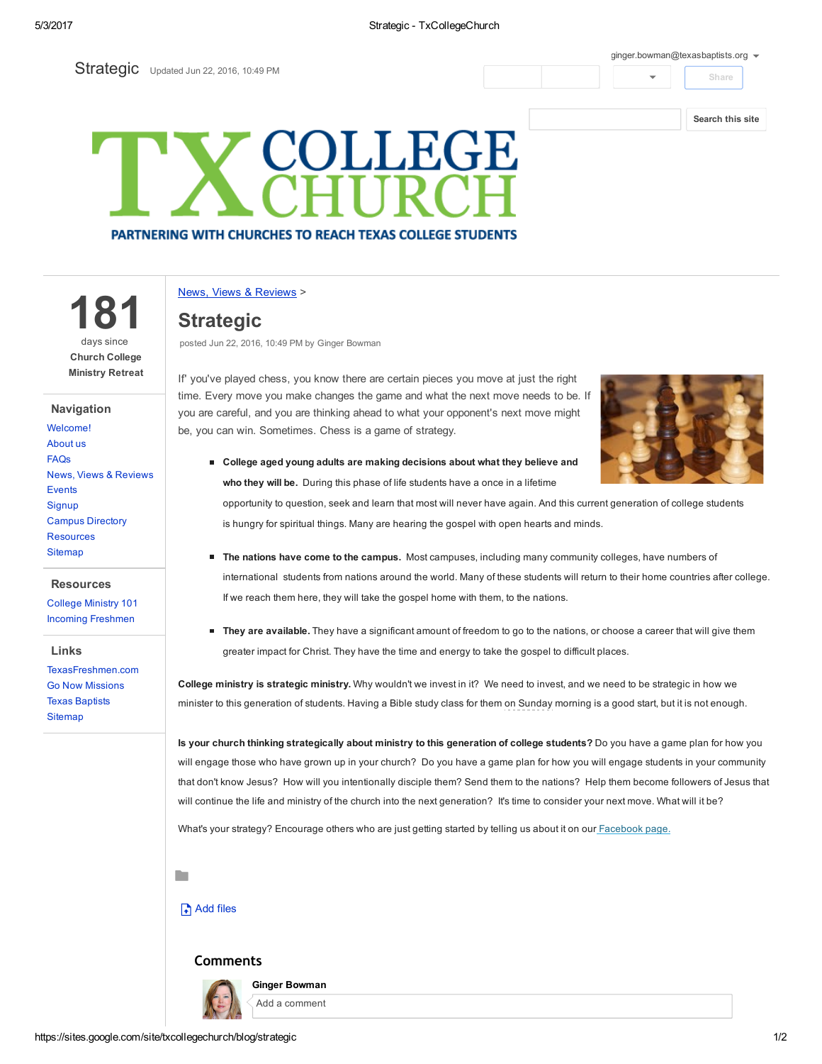Strategic Updated Jun 22, 2016, 10:49 PM

ginger.bowman@texasbaptists.org

Share

Search this site

TX COLLEGE CHURCH

PARTNERING WITH CHURCHES TO REACH TEXAS COLLEGE STUDENTS

**181**
days since
**Church College Ministry Retreat**

### Navigation

- Welcome!
- About us
- FAQs
- News, Views & Reviews
- Events
- Signup
- Campus Directory
- Resources
- Sitemap

### Resources

- College Ministry 101
- Incoming Freshmen

### Links

- TexasFreshmen.com
- Go Now Missions
- Texas Baptists
- Sitemap

News, Views & Reviews >

# Strategic

posted Jun 22, 2016, 10:49 PM by Ginger Bowman

If' you've played chess, you know there are certain pieces you move at just the right time. Every move you make changes the game and what the next move needs to be. If you are careful, and you are thinking ahead to what your opponent's next move might be, you can win. Sometimes. Chess is a game of strategy.

- **College aged young adults are making decisions about what they believe and who they will be.** During this phase of life students have a once in a lifetime opportunity to question, seek and learn that most will never have again. And this current generation of college students is hungry for spiritual things. Many are hearing the gospel with open hearts and minds.
- **The nations have come to the campus.** Most campuses, including many community colleges, have numbers of international students from nations around the world. Many of these students will return to their home countries after college. If we reach them here, they will take the gospel home with them, to the nations.
- **They are available.** They have a significant amount of freedom to go to the nations, or choose a career that will give them greater impact for Christ. They have the time and energy to take the gospel to difficult places.

**College ministry is strategic ministry.** Why wouldn't we invest in it? We need to invest, and we need to be strategic in how we minister to this generation of students. Having a Bible study class for them on Sunday morning is a good start, but it is not enough.

**Is your church thinking strategically about ministry to this generation of college students?** Do you have a game plan for how you will engage those who have grown up in your church? Do you have a game plan for how you will engage students in your community that don't know Jesus? How will you intentionally disciple them? Send them to the nations? Help them become followers of Jesus that will continue the life and ministry of the church into the next generation? It's time to consider your next move. What will it be?

What's your strategy? Encourage others who are just getting started by telling us about it on our Facebook page.

Add files

## Comments

**Ginger Bowman**

Add a comment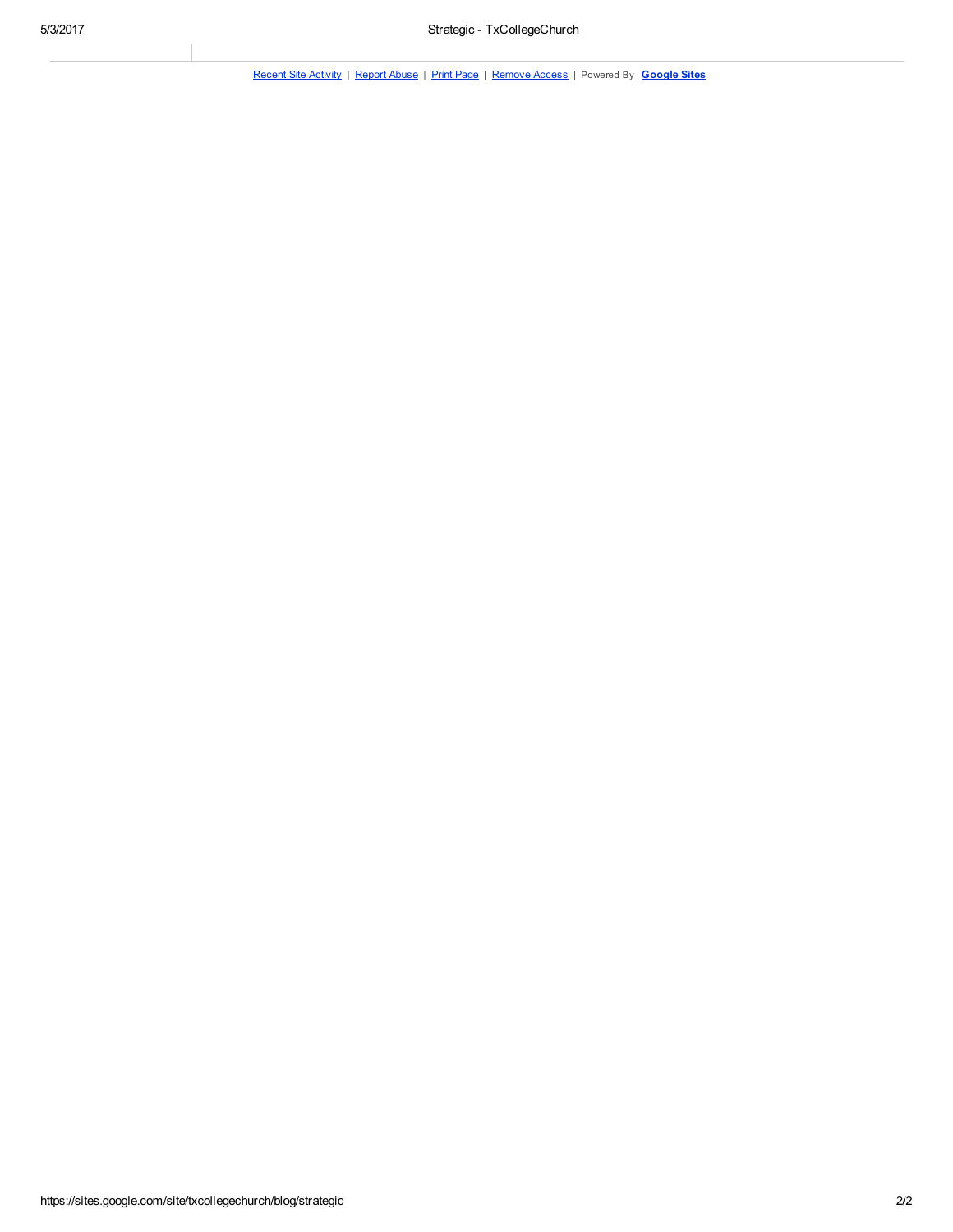Recent Site Activity | Report Abuse | Print Page | Remove Access | Powered By **Google Sites**